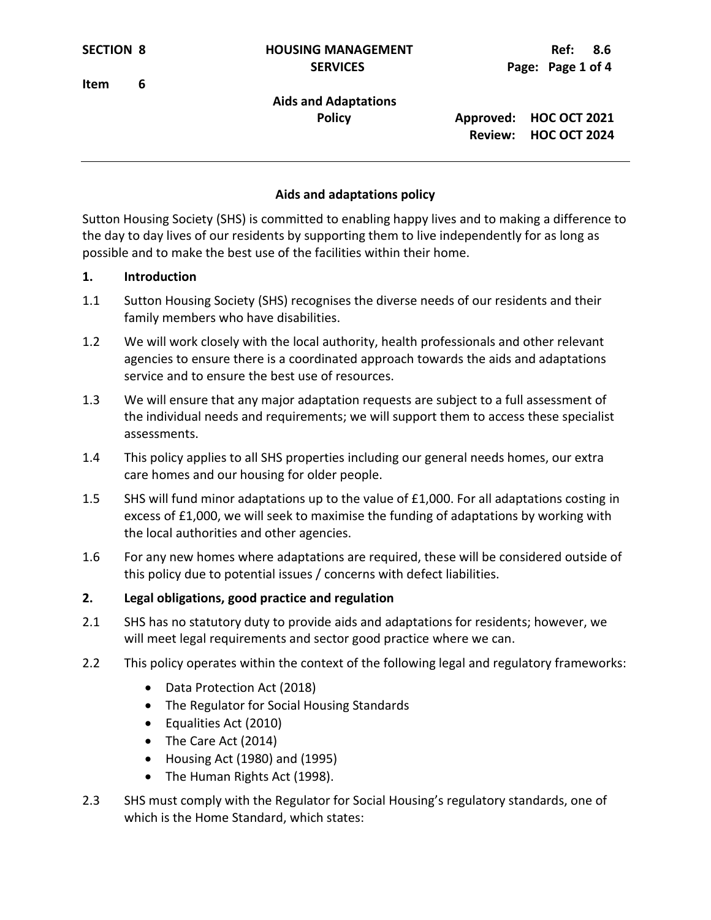**SECTION 8** **HOUSING MANAGEMENT SERVICES** **Ref: 8.6**

**Item 6**

**Aids and Adaptations Policy**

**Approved: HOC OCT 2021**
**Review: HOC OCT 2024**

---

## Aids and adaptations policy

Sutton Housing Society (SHS) is committed to enabling happy lives and to making a difference to the day to day lives of our residents by supporting them to live independently for as long as possible and to make the best use of the facilities within their home.

### 1. Introduction

1.1 Sutton Housing Society (SHS) recognises the diverse needs of our residents and their family members who have disabilities.

1.2 We will work closely with the local authority, health professionals and other relevant agencies to ensure there is a coordinated approach towards the aids and adaptations service and to ensure the best use of resources.

1.3 We will ensure that any major adaptation requests are subject to a full assessment of the individual needs and requirements; we will support them to access these specialist assessments.

1.4 This policy applies to all SHS properties including our general needs homes, our extra care homes and our housing for older people.

1.5 SHS will fund minor adaptations up to the value of £1,000. For all adaptations costing in excess of £1,000, we will seek to maximise the funding of adaptations by working with the local authorities and other agencies.

1.6 For any new homes where adaptations are required, these will be considered outside of this policy due to potential issues / concerns with defect liabilities.

### 2. Legal obligations, good practice and regulation

2.1 SHS has no statutory duty to provide aids and adaptations for residents; however, we will meet legal requirements and sector good practice where we can.

2.2 This policy operates within the context of the following legal and regulatory frameworks:

- Data Protection Act (2018)
- The Regulator for Social Housing Standards
- Equalities Act (2010)
- The Care Act (2014)
- Housing Act (1980) and (1995)
- The Human Rights Act (1998).

2.3 SHS must comply with the Regulator for Social Housing's regulatory standards, one of which is the Home Standard, which states: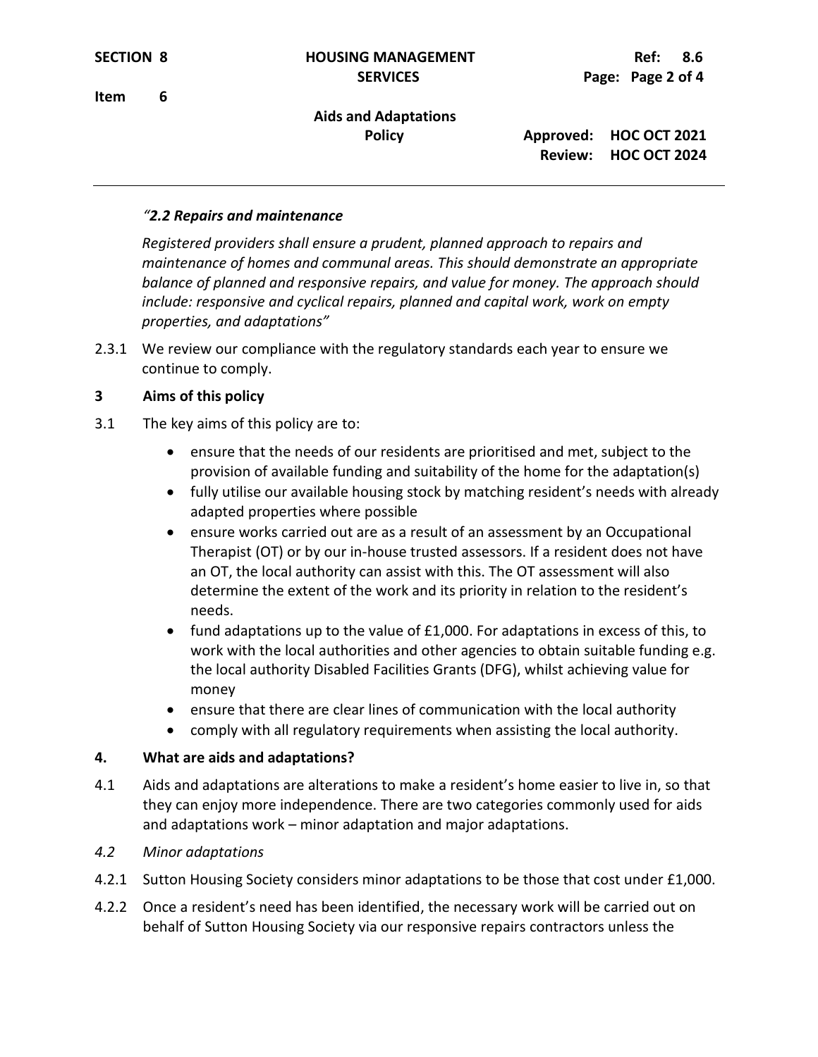*"**2.2 Repairs and maintenance***

*Registered providers shall ensure a prudent, planned approach to repairs and maintenance of homes and communal areas. This should demonstrate an appropriate balance of planned and responsive repairs, and value for money. The approach should include: responsive and cyclical repairs, planned and capital work, work on empty properties, and adaptations"*

2.3.1 We review our compliance with the regulatory standards each year to ensure we continue to comply.

## 3 Aims of this policy

3.1 The key aims of this policy are to:

- ensure that the needs of our residents are prioritised and met, subject to the provision of available funding and suitability of the home for the adaptation(s)
- fully utilise our available housing stock by matching resident's needs with already adapted properties where possible
- ensure works carried out are as a result of an assessment by an Occupational Therapist (OT) or by our in-house trusted assessors. If a resident does not have an OT, the local authority can assist with this. The OT assessment will also determine the extent of the work and its priority in relation to the resident's needs.
- fund adaptations up to the value of £1,000. For adaptations in excess of this, to work with the local authorities and other agencies to obtain suitable funding e.g. the local authority Disabled Facilities Grants (DFG), whilst achieving value for money
- ensure that there are clear lines of communication with the local authority
- comply with all regulatory requirements when assisting the local authority.

## 4. What are aids and adaptations?

4.1 Aids and adaptations are alterations to make a resident's home easier to live in, so that they can enjoy more independence. There are two categories commonly used for aids and adaptations work – minor adaptation and major adaptations.

*4.2 Minor adaptations*

4.2.1 Sutton Housing Society considers minor adaptations to be those that cost under £1,000.

4.2.2 Once a resident's need has been identified, the necessary work will be carried out on behalf of Sutton Housing Society via our responsive repairs contractors unless the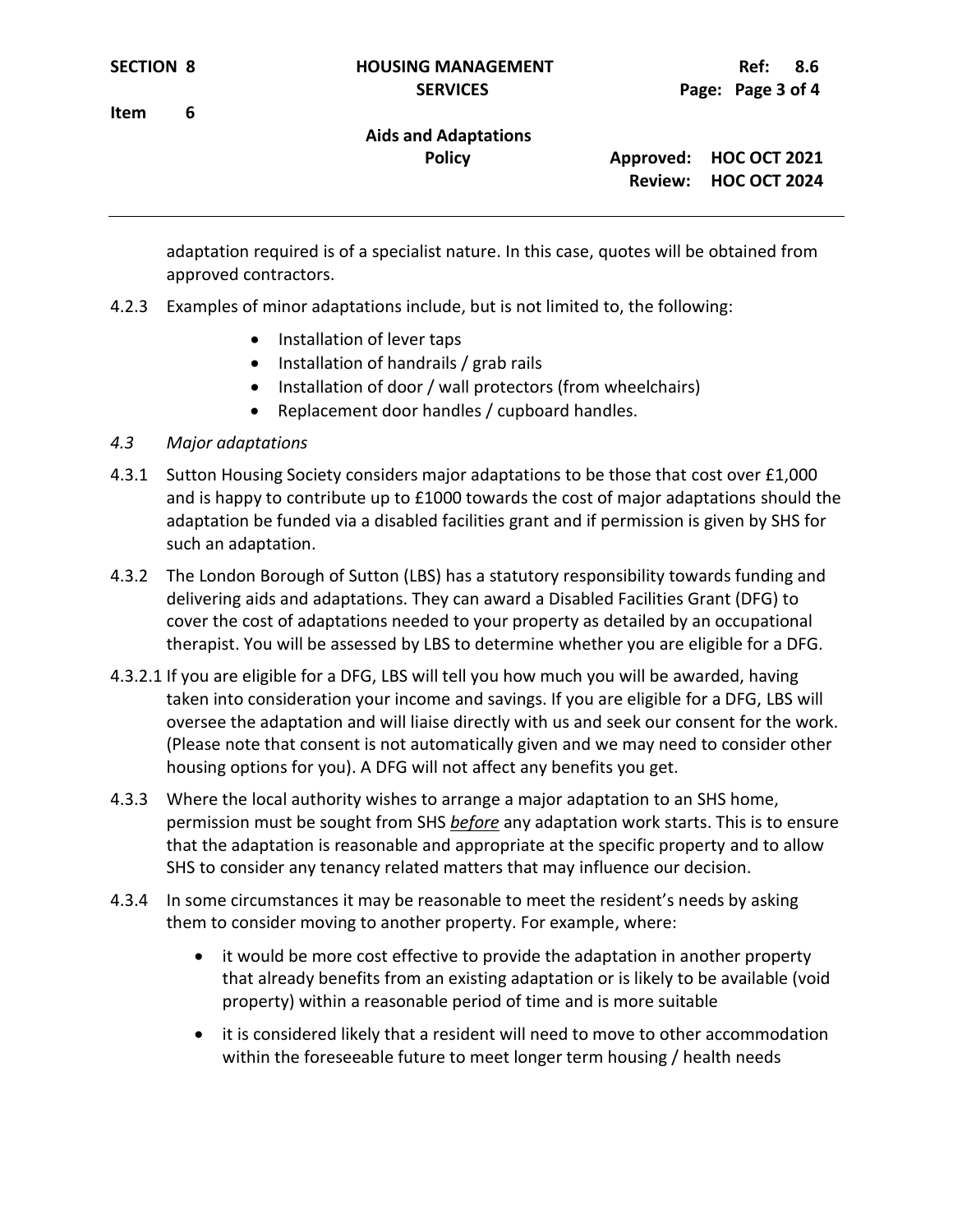adaptation required is of a specialist nature. In this case, quotes will be obtained from approved contractors.

4.2.3 Examples of minor adaptations include, but is not limited to, the following:

- Installation of lever taps
- Installation of handrails / grab rails
- Installation of door / wall protectors (from wheelchairs)
- Replacement door handles / cupboard handles.

*4.3 Major adaptations*

4.3.1 Sutton Housing Society considers major adaptations to be those that cost over £1,000 and is happy to contribute up to £1000 towards the cost of major adaptations should the adaptation be funded via a disabled facilities grant and if permission is given by SHS for such an adaptation.

4.3.2 The London Borough of Sutton (LBS) has a statutory responsibility towards funding and delivering aids and adaptations. They can award a Disabled Facilities Grant (DFG) to cover the cost of adaptations needed to your property as detailed by an occupational therapist. You will be assessed by LBS to determine whether you are eligible for a DFG.

4.3.2.1 If you are eligible for a DFG, LBS will tell you how much you will be awarded, having taken into consideration your income and savings. If you are eligible for a DFG, LBS will oversee the adaptation and will liaise directly with us and seek our consent for the work. (Please note that consent is not automatically given and we may need to consider other housing options for you). A DFG will not affect any benefits you get.

4.3.3 Where the local authority wishes to arrange a major adaptation to an SHS home, permission must be sought from SHS ***before*** any adaptation work starts. This is to ensure that the adaptation is reasonable and appropriate at the specific property and to allow SHS to consider any tenancy related matters that may influence our decision.

4.3.4 In some circumstances it may be reasonable to meet the resident's needs by asking them to consider moving to another property. For example, where:

- it would be more cost effective to provide the adaptation in another property that already benefits from an existing adaptation or is likely to be available (void property) within a reasonable period of time and is more suitable
- it is considered likely that a resident will need to move to other accommodation within the foreseeable future to meet longer term housing / health needs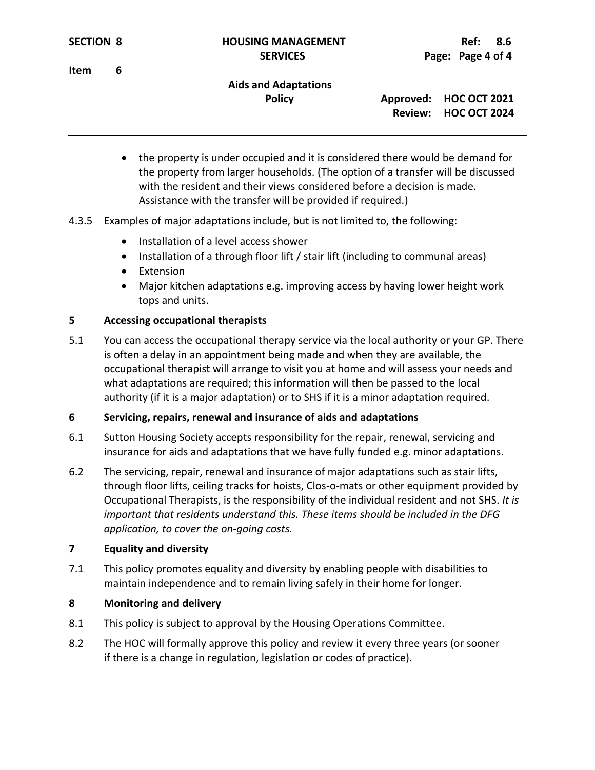- the property is under occupied and it is considered there would be demand for the property from larger households. (The option of a transfer will be discussed with the resident and their views considered before a decision is made. Assistance with the transfer will be provided if required.)

4.3.5 Examples of major adaptations include, but is not limited to, the following:

- Installation of a level access shower
- Installation of a through floor lift / stair lift (including to communal areas)
- Extension
- Major kitchen adaptations e.g. improving access by having lower height work tops and units.

## 5 Accessing occupational therapists

5.1 You can access the occupational therapy service via the local authority or your GP. There is often a delay in an appointment being made and when they are available, the occupational therapist will arrange to visit you at home and will assess your needs and what adaptations are required; this information will then be passed to the local authority (if it is a major adaptation) or to SHS if it is a minor adaptation required.

## 6 Servicing, repairs, renewal and insurance of aids and adaptations

6.1 Sutton Housing Society accepts responsibility for the repair, renewal, servicing and insurance for aids and adaptations that we have fully funded e.g. minor adaptations.

6.2 The servicing, repair, renewal and insurance of major adaptations such as stair lifts, through floor lifts, ceiling tracks for hoists, Clos-o-mats or other equipment provided by Occupational Therapists, is the responsibility of the individual resident and not SHS. *It is important that residents understand this. These items should be included in the DFG application, to cover the on-going costs.*

## 7 Equality and diversity

7.1 This policy promotes equality and diversity by enabling people with disabilities to maintain independence and to remain living safely in their home for longer.

## 8 Monitoring and delivery

8.1 This policy is subject to approval by the Housing Operations Committee.

8.2 The HOC will formally approve this policy and review it every three years (or sooner if there is a change in regulation, legislation or codes of practice).